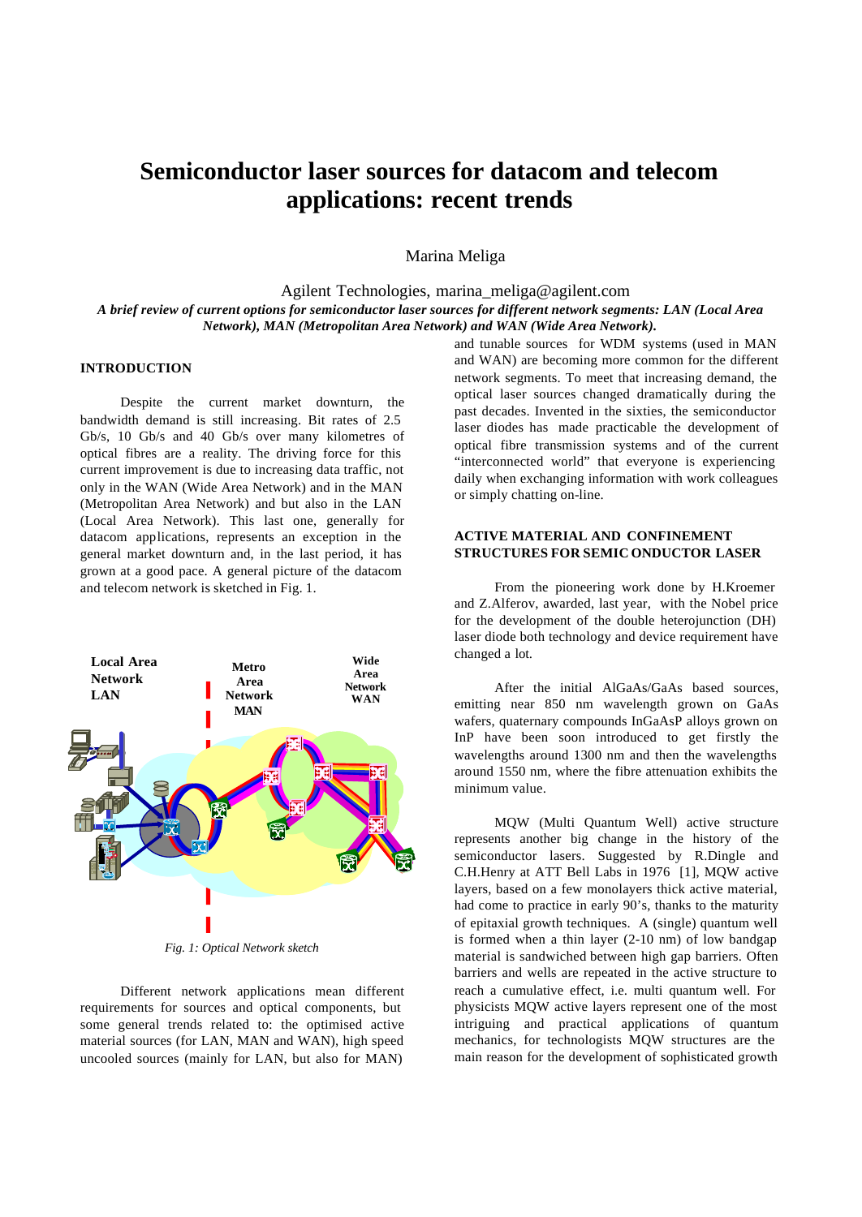# Semiconductor laser sources for datacom and telecom applications: recent trends

Marina Meliga

Agilent Technologies, marina_meliga@agilent.com

*A brief review of current options for semiconductor laser sources for different network segments: LAN (Local Area Network), MAN (Metropolitan Area Network) and WAN (Wide Area Network).*

## INTRODUCTION

Despite the current market downturn, the bandwidth demand is still increasing. Bit rates of 2.5 Gb/s, 10 Gb/s and 40 Gb/s over many kilometres of optical fibres are a reality. The driving force for this current improvement is due to increasing data traffic, not only in the WAN (Wide Area Network) and in the MAN (Metropolitan Area Network) and but also in the LAN (Local Area Network). This last one, generally for datacom applications, represents an exception in the general market downturn and, in the last period, it has grown at a good pace. A general picture of the datacom and telecom network is sketched in Fig. 1.

Local Area Network LAN | Metro Area Network MAN | Wide Area Network WAN

*Fig. 1: Optical Network sketch*

Different network applications mean different requirements for sources and optical components, but some general trends related to: the optimised active material sources (for LAN, MAN and WAN), high speed uncooled sources (mainly for LAN, but also for MAN) and tunable sources for WDM systems (used in MAN and WAN) are becoming more common for the different network segments. To meet that increasing demand, the optical laser sources changed dramatically during the past decades. Invented in the sixties, the semiconductor laser diodes has made practicable the development of optical fibre transmission systems and of the current "interconnected world" that everyone is experiencing daily when exchanging information with work colleagues or simply chatting on-line.

## ACTIVE MATERIAL AND CONFINEMENT STRUCTURES FOR SEMICONDUCTOR LASER

From the pioneering work done by H.Kroemer and Z.Alferov, awarded, last year, with the Nobel price for the development of the double heterojunction (DH) laser diode both technology and device requirement have changed a lot.

After the initial AlGaAs/GaAs based sources, emitting near 850 nm wavelength grown on GaAs wafers, quaternary compounds InGaAsP alloys grown on InP have been soon introduced to get firstly the wavelengths around 1300 nm and then the wavelengths around 1550 nm, where the fibre attenuation exhibits the minimum value.

MQW (Multi Quantum Well) active structure represents another big change in the history of the semiconductor lasers. Suggested by R.Dingle and C.H.Henry at ATT Bell Labs in 1976 [1], MQW active layers, based on a few monolayers thick active material, had come to practice in early 90's, thanks to the maturity of epitaxial growth techniques. A (single) quantum well is formed when a thin layer (2-10 nm) of low bandgap material is sandwiched between high gap barriers. Often barriers and wells are repeated in the active structure to reach a cumulative effect, i.e. multi quantum well. For physicists MQW active layers represent one of the most intriguing and practical applications of quantum mechanics, for technologists MQW structures are the main reason for the development of sophisticated growth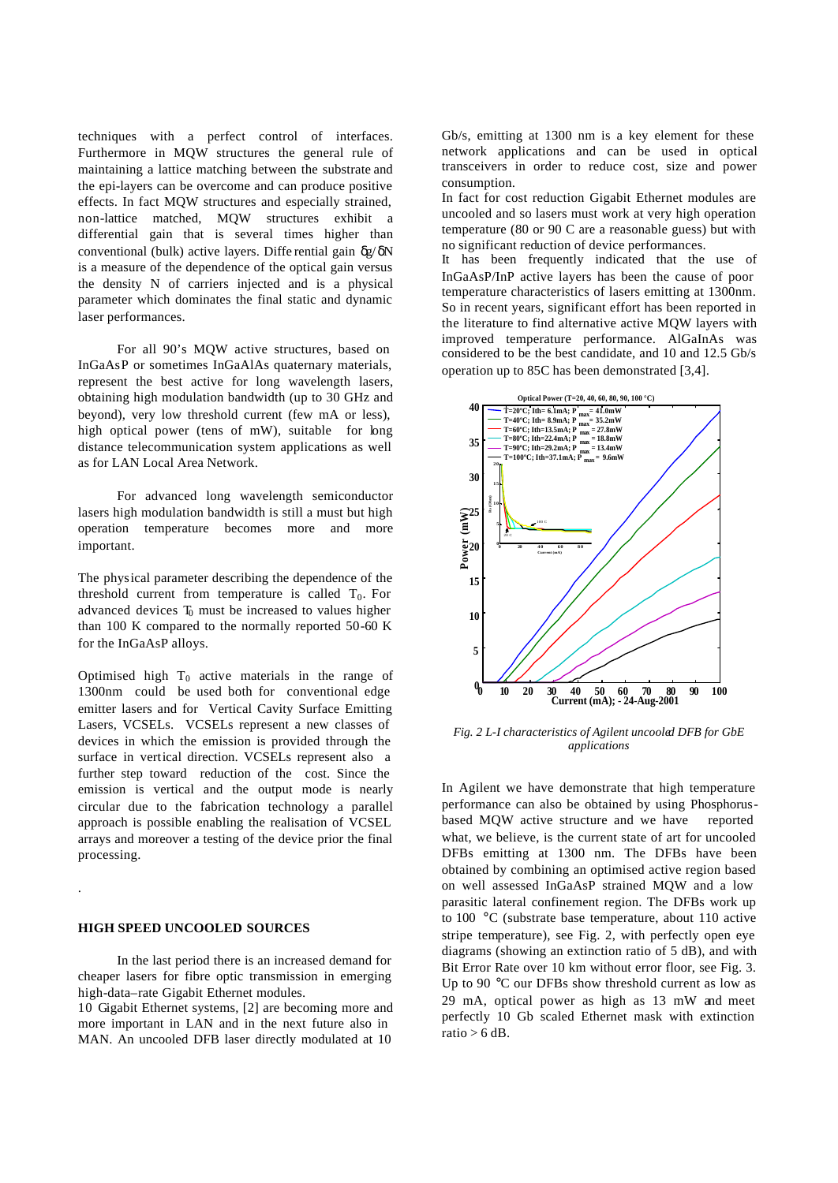techniques with a perfect control of interfaces. Furthermore in MQW structures the general rule of maintaining a lattice matching between the substrate and the epi-layers can be overcome and can produce positive effects. In fact MQW structures and especially strained, non-lattice matched, MQW structures exhibit a differential gain that is several times higher than conventional (bulk) active layers. Differential gain $\delta g/\delta N$ is a measure of the dependence of the optical gain versus the density N of carriers injected and is a physical parameter which dominates the final static and dynamic laser performances.

For all 90's MQW active structures, based on InGaAsP or sometimes InGaAlAs quaternary materials, represent the best active for long wavelength lasers, obtaining high modulation bandwidth (up to 30 GHz and beyond), very low threshold current (few mA or less), high optical power (tens of mW), suitable for long distance telecommunication system applications as well as for LAN Local Area Network.

For advanced long wavelength semiconductor lasers high modulation bandwidth is still a must but high operation temperature becomes more and more important.

The physical parameter describing the dependence of the threshold current from temperature is called $T_0$. For advanced devices $T_0$ must be increased to values higher than 100 K compared to the normally reported 50-60 K for the InGaAsP alloys.

Optimised high $T_0$ active materials in the range of 1300nm could be used both for conventional edge emitter lasers and for Vertical Cavity Surface Emitting Lasers, VCSELs. VCSELs represent a new classes of devices in which the emission is provided through the surface in vertical direction. VCSELs represent also a further step toward reduction of the cost. Since the emission is vertical and the output mode is nearly circular due to the fabrication technology a parallel approach is possible enabling the realisation of VCSEL arrays and moreover a testing of the device prior the final processing.

.

## HIGH SPEED UNCOOLED SOURCES

In the last period there is an increased demand for cheaper lasers for fibre optic transmission in emerging high-data–rate Gigabit Ethernet modules.
10 Gigabit Ethernet systems, [2] are becoming more and more important in LAN and in the next future also in MAN. An uncooled DFB laser directly modulated at 10 Gb/s, emitting at 1300 nm is a key element for these network applications and can be used in optical transceivers in order to reduce cost, size and power consumption.
In fact for cost reduction Gigabit Ethernet modules are uncooled and so lasers must work at very high operation temperature (80 or 90 C are a reasonable guess) but with no significant reduction of device performances.
It has been frequently indicated that the use of InGaAsP/InP active layers has been the cause of poor temperature characteristics of lasers emitting at 1300nm. So in recent years, significant effort has been reported in the literature to find alternative active MQW layers with improved temperature performance. AlGaInAs was considered to be the best candidate, and 10 and 12.5 Gb/s operation up to 85C has been demonstrated [3,4].

*Fig. 2 L-I characteristics of Agilent uncooled DFB for GbE applications*

In Agilent we have demonstrate that high temperature performance can also be obtained by using Phosphorus-based MQW active structure and we have reported what, we believe, is the current state of art for uncooled DFBs emitting at 1300 nm. The DFBs have been obtained by combining an optimised active region based on well assessed InGaAsP strained MQW and a low parasitic lateral confinement region. The DFBs work up to 100 °C (substrate base temperature, about 110 active stripe temperature), see Fig. 2, with perfectly open eye diagrams (showing an extinction ratio of 5 dB), and with Bit Error Rate over 10 km without error floor, see Fig. 3. Up to 90 °C our DFBs show threshold current as low as 29 mA, optical power as high as 13 mW and meet perfectly 10 Gb scaled Ethernet mask with extinction ratio > 6 dB.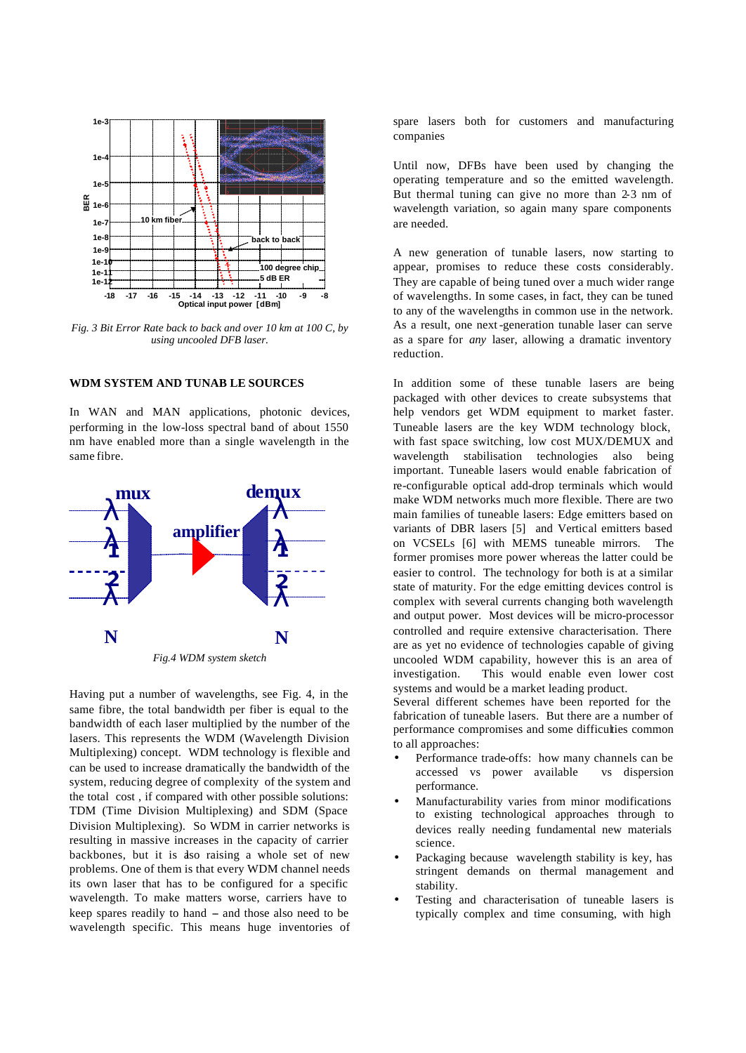Fig. 3 Bit Error Rate back to back and over 10 km at 100 C, by using uncooled DFB laser.

## WDM SYSTEM AND TUNABLE SOURCES

In WAN and MAN applications, photonic devices, performing in the low-loss spectral band of about 1550 nm have enabled more than a single wavelength in the same fibre.

Fig.4 WDM system sketch

Having put a number of wavelengths, see Fig. 4, in the same fibre, the total bandwidth per fiber is equal to the bandwidth of each laser multiplied by the number of the lasers. This represents the WDM (Wavelength Division Multiplexing) concept. WDM technology is flexible and can be used to increase dramatically the bandwidth of the system, reducing degree of complexity of the system and the total cost, if compared with other possible solutions: TDM (Time Division Multiplexing) and SDM (Space Division Multiplexing). So WDM in carrier networks is resulting in massive increases in the capacity of carrier backbones, but it is also raising a whole set of new problems. One of them is that every WDM channel needs its own laser that has to be configured for a specific wavelength. To make matters worse, carriers have to keep spares readily to hand – and those also need to be wavelength specific. This means huge inventories of spare lasers both for customers and manufacturing companies

Until now, DFBs have been used by changing the operating temperature and so the emitted wavelength. But thermal tuning can give no more than 2-3 nm of wavelength variation, so again many spare components are needed.

A new generation of tunable lasers, now starting to appear, promises to reduce these costs considerably. They are capable of being tuned over a much wider range of wavelengths. In some cases, in fact, they can be tuned to any of the wavelengths in common use in the network. As a result, one next-generation tunable laser can serve as a spare for *any* laser, allowing a dramatic inventory reduction.

In addition some of these tunable lasers are being packaged with other devices to create subsystems that help vendors get WDM equipment to market faster. Tuneable lasers are the key WDM technology block, with fast space switching, low cost MUX/DEMUX and wavelength stabilisation technologies also being important. Tuneable lasers would enable fabrication of re-configurable optical add-drop terminals which would make WDM networks much more flexible. There are two main families of tuneable lasers: Edge emitters based on variants of DBR lasers [5] and Vertical emitters based on VCSELs [6] with MEMS tuneable mirrors. The former promises more power whereas the latter could be easier to control. The technology for both is at a similar state of maturity. For the edge emitting devices control is complex with several currents changing both wavelength and output power. Most devices will be micro-processor controlled and require extensive characterisation. There are as yet no evidence of technologies capable of giving uncooled WDM capability, however this is an area of investigation. This would enable even lower cost systems and would be a market leading product.
Several different schemes have been reported for the fabrication of tuneable lasers. But there are a number of performance compromises and some difficulties common to all approaches:

- Performance trade-offs: how many channels can be accessed vs power available vs dispersion performance.
- Manufacturability varies from minor modifications to existing technological approaches through to devices really needing fundamental new materials science.
- Packaging because wavelength stability is key, has stringent demands on thermal management and stability.
- Testing and characterisation of tuneable lasers is typically complex and time consuming, with high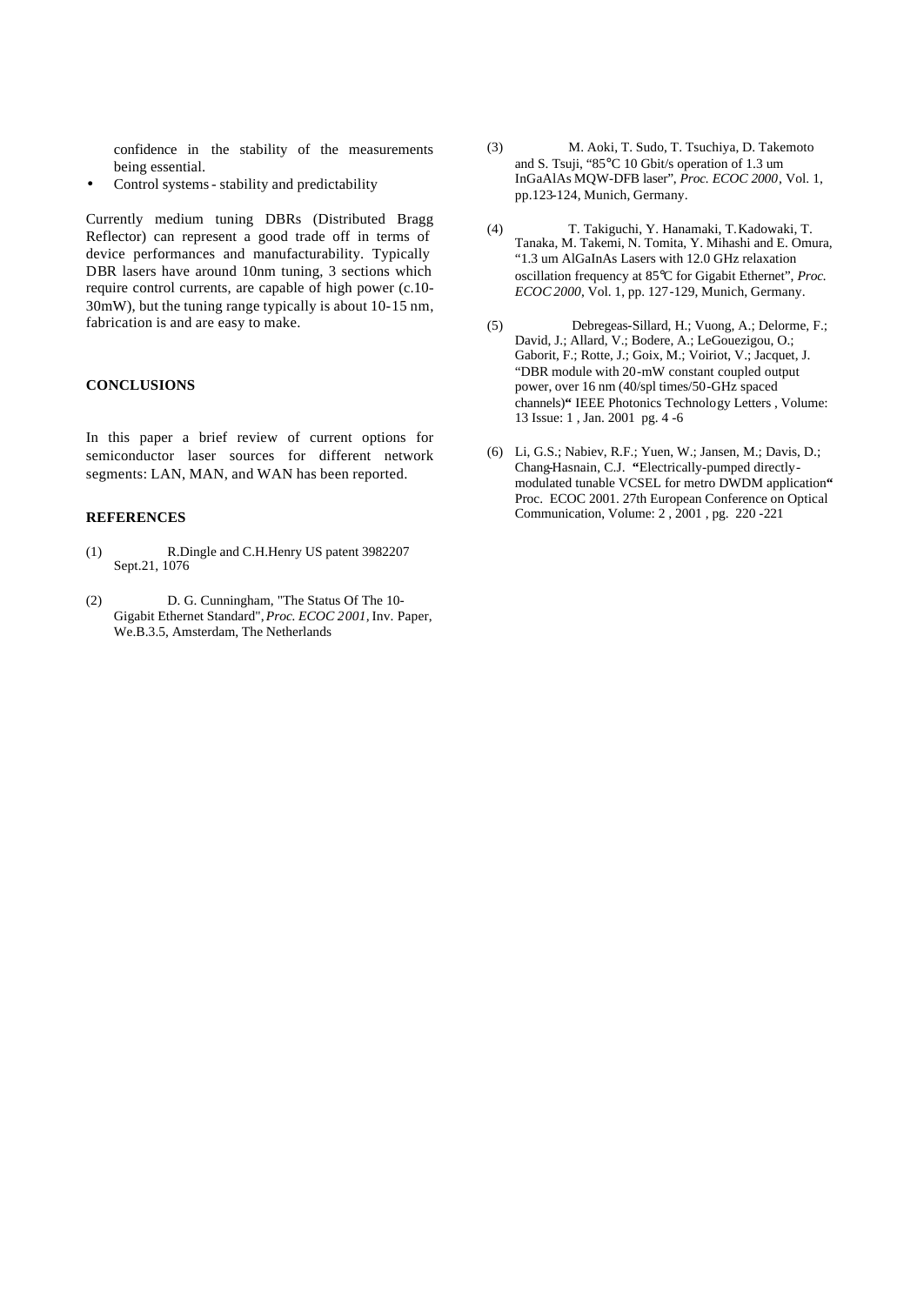confidence in the stability of the measurements being essential.

- Control systems - stability and predictability

Currently medium tuning DBRs (Distributed Bragg Reflector) can represent a good trade off in terms of device performances and manufacturability. Typically DBR lasers have around 10nm tuning, 3 sections which require control currents, are capable of high power (c.10-30mW), but the tuning range typically is about 10-15 nm, fabrication is and are easy to make.

## CONCLUSIONS

In this paper a brief review of current options for semiconductor laser sources for different network segments: LAN, MAN, and WAN has been reported.

## REFERENCES

(1) R.Dingle and C.H.Henry US patent 3982207 Sept.21, 1076

(2) D. G. Cunningham, "The Status Of The 10-Gigabit Ethernet Standard", *Proc. ECOC 2001*, Inv. Paper, We.B.3.5, Amsterdam, The Netherlands

(3) M. Aoki, T. Sudo, T. Tsuchiya, D. Takemoto and S. Tsuji, "85°C 10 Gbit/s operation of 1.3 um InGaAlAs MQW-DFB laser", *Proc. ECOC 2000*, Vol. 1, pp.123-124, Munich, Germany.

(4) T. Takiguchi, Y. Hanamaki, T. Kadowaki, T. Tanaka, M. Takemi, N. Tomita, Y. Mihashi and E. Omura, "1.3 um AlGaInAs Lasers with 12.0 GHz relaxation oscillation frequency at 85°C for Gigabit Ethernet", *Proc. ECOC 2000*, Vol. 1, pp. 127-129, Munich, Germany.

(5) Debregeas-Sillard, H.; Vuong, A.; Delorme, F.; David, J.; Allard, V.; Bodere, A.; LeGouezigou, O.; Gaborit, F.; Rotte, J.; Goix, M.; Voiriot, V.; Jacquet, J. "DBR module with 20-mW constant coupled output power, over 16 nm (40/spl times/50-GHz spaced channels)" IEEE Photonics Technology Letters , Volume: 13 Issue: 1 , Jan. 2001 pg. 4 -6

(6) Li, G.S.; Nabiev, R.F.; Yuen, W.; Jansen, M.; Davis, D.; Chang-Hasnain, C.J. "Electrically-pumped directly-modulated tunable VCSEL for metro DWDM application" Proc. ECOC 2001. 27th European Conference on Optical Communication, Volume: 2 , 2001 , pg. 220 -221